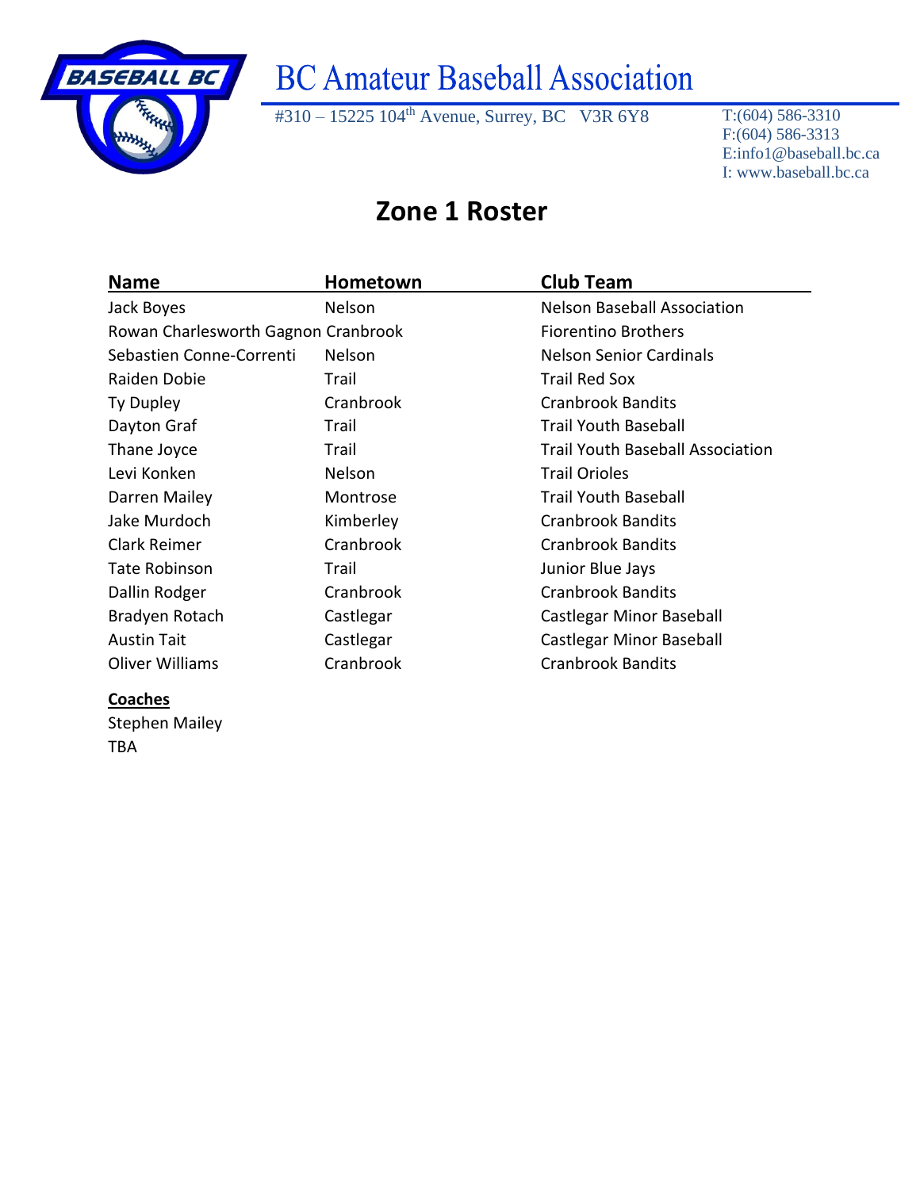# BC Amateur Baseball Association

#310 – 15225 104th Avenue, Surrey, BC V3R 6Y8

T:(604) 586-3310
F:(604) 586-3313
E:info1@baseball.bc.ca
I: www.baseball.bc.ca

## Zone 1 Roster

| Name | Hometown | Club Team |
|---|---|---|
| Jack Boyes | Nelson | Nelson Baseball Association |
| Rowan Charlesworth Gagnon | Cranbrook | Fiorentino Brothers |
| Sebastien Conne-Correnti | Nelson | Nelson Senior Cardinals |
| Raiden Dobie | Trail | Trail Red Sox |
| Ty Dupley | Cranbrook | Cranbrook Bandits |
| Dayton Graf | Trail | Trail Youth Baseball |
| Thane Joyce | Trail | Trail Youth Baseball Association |
| Levi Konken | Nelson | Trail Orioles |
| Darren Mailey | Montrose | Trail Youth Baseball |
| Jake Murdoch | Kimberley | Cranbrook Bandits |
| Clark Reimer | Cranbrook | Cranbrook Bandits |
| Tate Robinson | Trail | Junior Blue Jays |
| Dallin Rodger | Cranbrook | Cranbrook Bandits |
| Bradyen Rotach | Castlegar | Castlegar Minor Baseball |
| Austin Tait | Castlegar | Castlegar Minor Baseball |
| Oliver Williams | Cranbrook | Cranbrook Bandits |

**Coaches**

Stephen Mailey
TBA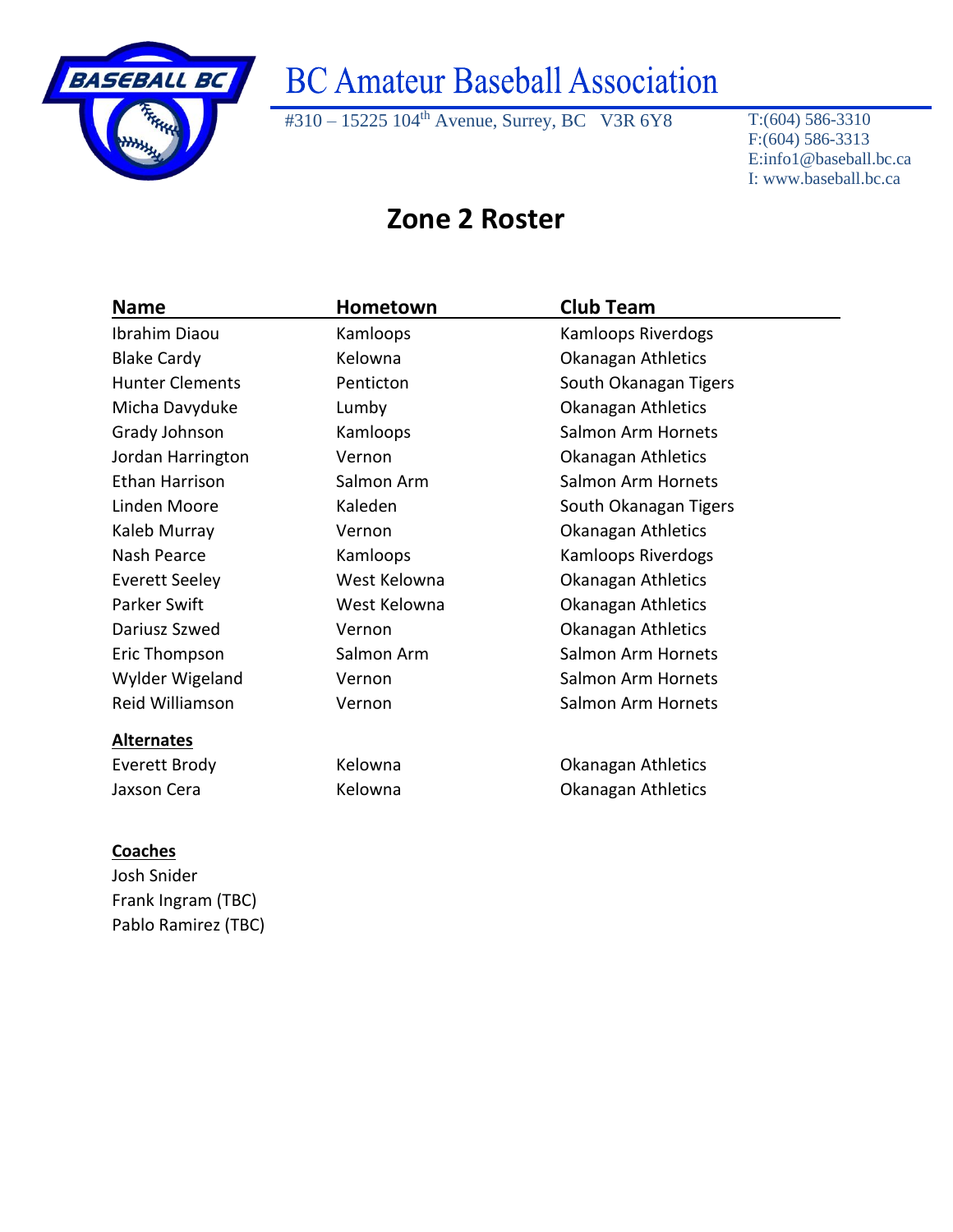# BC Amateur Baseball Association

#310 – 15225 104th Avenue, Surrey, BC V3R 6Y8

T:(604) 586-3310
F:(604) 586-3313
E:info1@baseball.bc.ca
I: www.baseball.bc.ca

## Zone 2 Roster

| Name | Hometown | Club Team |
|---|---|---|
| Ibrahim Diaou | Kamloops | Kamloops Riverdogs |
| Blake Cardy | Kelowna | Okanagan Athletics |
| Hunter Clements | Penticton | South Okanagan Tigers |
| Micha Davyduke | Lumby | Okanagan Athletics |
| Grady Johnson | Kamloops | Salmon Arm Hornets |
| Jordan Harrington | Vernon | Okanagan Athletics |
| Ethan Harrison | Salmon Arm | Salmon Arm Hornets |
| Linden Moore | Kaleden | South Okanagan Tigers |
| Kaleb Murray | Vernon | Okanagan Athletics |
| Nash Pearce | Kamloops | Kamloops Riverdogs |
| Everett Seeley | West Kelowna | Okanagan Athletics |
| Parker Swift | West Kelowna | Okanagan Athletics |
| Dariusz Szwed | Vernon | Okanagan Athletics |
| Eric Thompson | Salmon Arm | Salmon Arm Hornets |
| Wylder Wigeland | Vernon | Salmon Arm Hornets |
| Reid Williamson | Vernon | Salmon Arm Hornets |
| **Alternates** | | |
| Everett Brody | Kelowna | Okanagan Athletics |
| Jaxson Cera | Kelowna | Okanagan Athletics |

**Coaches**

Josh Snider
Frank Ingram (TBC)
Pablo Ramirez (TBC)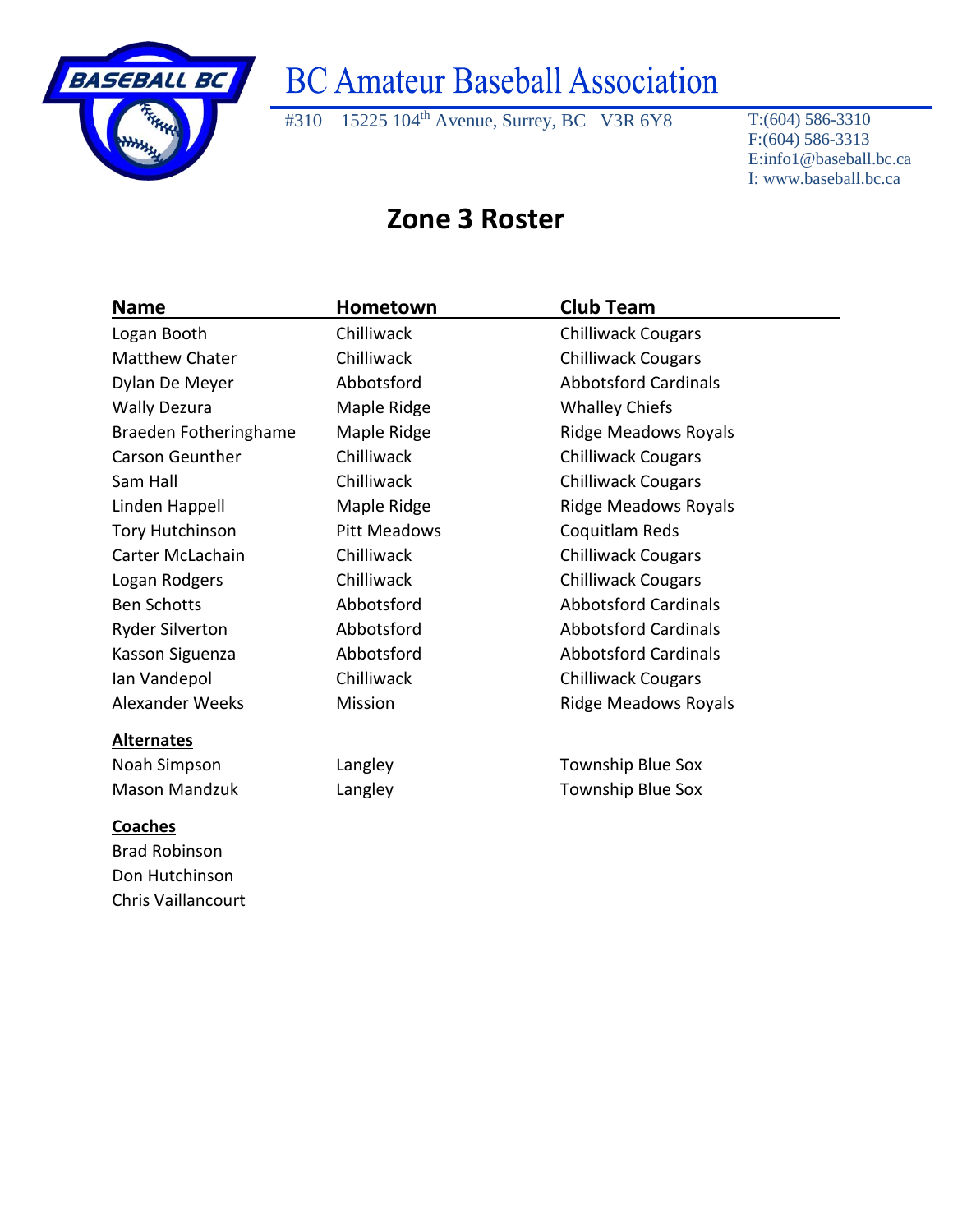# BC Amateur Baseball Association

#310 – 15225 104th Avenue, Surrey, BC V3R 6Y8

T:(604) 586-3310
F:(604) 586-3313
E:info1@baseball.bc.ca
I: www.baseball.bc.ca

## Zone 3 Roster

| Name | Hometown | Club Team |
|---|---|---|
| Logan Booth | Chilliwack | Chilliwack Cougars |
| Matthew Chater | Chilliwack | Chilliwack Cougars |
| Dylan De Meyer | Abbotsford | Abbotsford Cardinals |
| Wally Dezura | Maple Ridge | Whalley Chiefs |
| Braeden Fotheringhame | Maple Ridge | Ridge Meadows Royals |
| Carson Geunther | Chilliwack | Chilliwack Cougars |
| Sam Hall | Chilliwack | Chilliwack Cougars |
| Linden Happell | Maple Ridge | Ridge Meadows Royals |
| Tory Hutchinson | Pitt Meadows | Coquitlam Reds |
| Carter McLachain | Chilliwack | Chilliwack Cougars |
| Logan Rodgers | Chilliwack | Chilliwack Cougars |
| Ben Schotts | Abbotsford | Abbotsford Cardinals |
| Ryder Silverton | Abbotsford | Abbotsford Cardinals |
| Kasson Siguenza | Abbotsford | Abbotsford Cardinals |
| Ian Vandepol | Chilliwack | Chilliwack Cougars |
| Alexander Weeks | Mission | Ridge Meadows Royals |

**Alternates**

| | | |
|---|---|---|
| Noah Simpson | Langley | Township Blue Sox |
| Mason Mandzuk | Langley | Township Blue Sox |

**Coaches**

Brad Robinson
Don Hutchinson
Chris Vaillancourt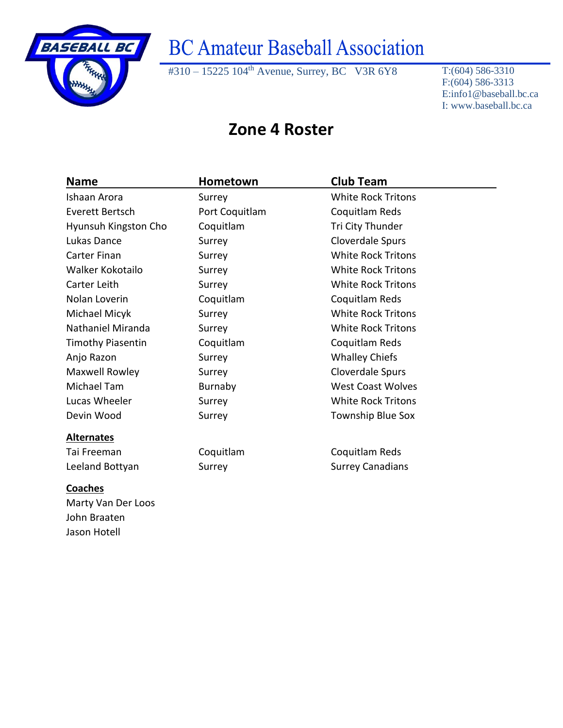# BC Amateur Baseball Association

#310 – 15225 104th Avenue, Surrey, BC V3R 6Y8

T:(604) 586-3310
F:(604) 586-3313
E:info1@baseball.bc.ca
I: www.baseball.bc.ca

## Zone 4 Roster

| Name | Hometown | Club Team |
|---|---|---|
| Ishaan Arora | Surrey | White Rock Tritons |
| Everett Bertsch | Port Coquitlam | Coquitlam Reds |
| Hyunsuh Kingston Cho | Coquitlam | Tri City Thunder |
| Lukas Dance | Surrey | Cloverdale Spurs |
| Carter Finan | Surrey | White Rock Tritons |
| Walker Kokotailo | Surrey | White Rock Tritons |
| Carter Leith | Surrey | White Rock Tritons |
| Nolan Loverin | Coquitlam | Coquitlam Reds |
| Michael Micyk | Surrey | White Rock Tritons |
| Nathaniel Miranda | Surrey | White Rock Tritons |
| Timothy Piasentin | Coquitlam | Coquitlam Reds |
| Anjo Razon | Surrey | Whalley Chiefs |
| Maxwell Rowley | Surrey | Cloverdale Spurs |
| Michael Tam | Burnaby | West Coast Wolves |
| Lucas Wheeler | Surrey | White Rock Tritons |
| Devin Wood | Surrey | Township Blue Sox |

**Alternates**

| | | |
|---|---|---|
| Tai Freeman | Coquitlam | Coquitlam Reds |
| Leeland Bottyan | Surrey | Surrey Canadians |

**Coaches**

Marty Van Der Loos
John Braaten
Jason Hotell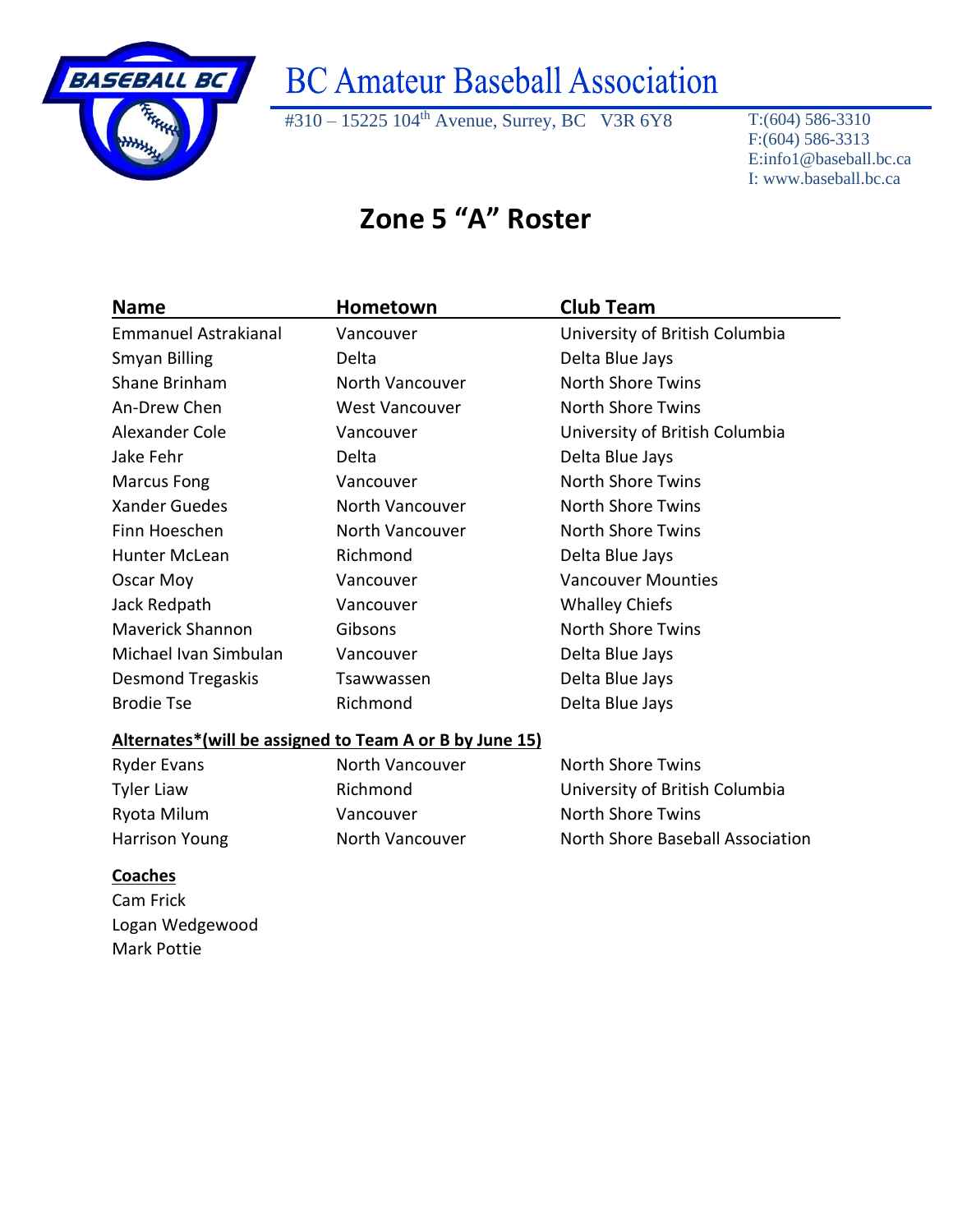# BC Amateur Baseball Association

#310 – 15225 104th Avenue, Surrey, BC V3R 6Y8

T:(604) 586-3310
F:(604) 586-3313
E:info1@baseball.bc.ca
I: www.baseball.bc.ca

## Zone 5 "A" Roster

| Name | Hometown | Club Team |
|---|---|---|
| Emmanuel Astrakianal | Vancouver | University of British Columbia |
| Smyan Billing | Delta | Delta Blue Jays |
| Shane Brinham | North Vancouver | North Shore Twins |
| An-Drew Chen | West Vancouver | North Shore Twins |
| Alexander Cole | Vancouver | University of British Columbia |
| Jake Fehr | Delta | Delta Blue Jays |
| Marcus Fong | Vancouver | North Shore Twins |
| Xander Guedes | North Vancouver | North Shore Twins |
| Finn Hoeschen | North Vancouver | North Shore Twins |
| Hunter McLean | Richmond | Delta Blue Jays |
| Oscar Moy | Vancouver | Vancouver Mounties |
| Jack Redpath | Vancouver | Whalley Chiefs |
| Maverick Shannon | Gibsons | North Shore Twins |
| Michael Ivan Simbulan | Vancouver | Delta Blue Jays |
| Desmond Tregaskis | Tsawwassen | Delta Blue Jays |
| Brodie Tse | Richmond | Delta Blue Jays |

**Alternates*(will be assigned to Team A or B by June 15)**

| Name | Hometown | Club Team |
|---|---|---|
| Ryder Evans | North Vancouver | North Shore Twins |
| Tyler Liaw | Richmond | University of British Columbia |
| Ryota Milum | Vancouver | North Shore Twins |
| Harrison Young | North Vancouver | North Shore Baseball Association |

**Coaches**

Cam Frick
Logan Wedgewood
Mark Pottie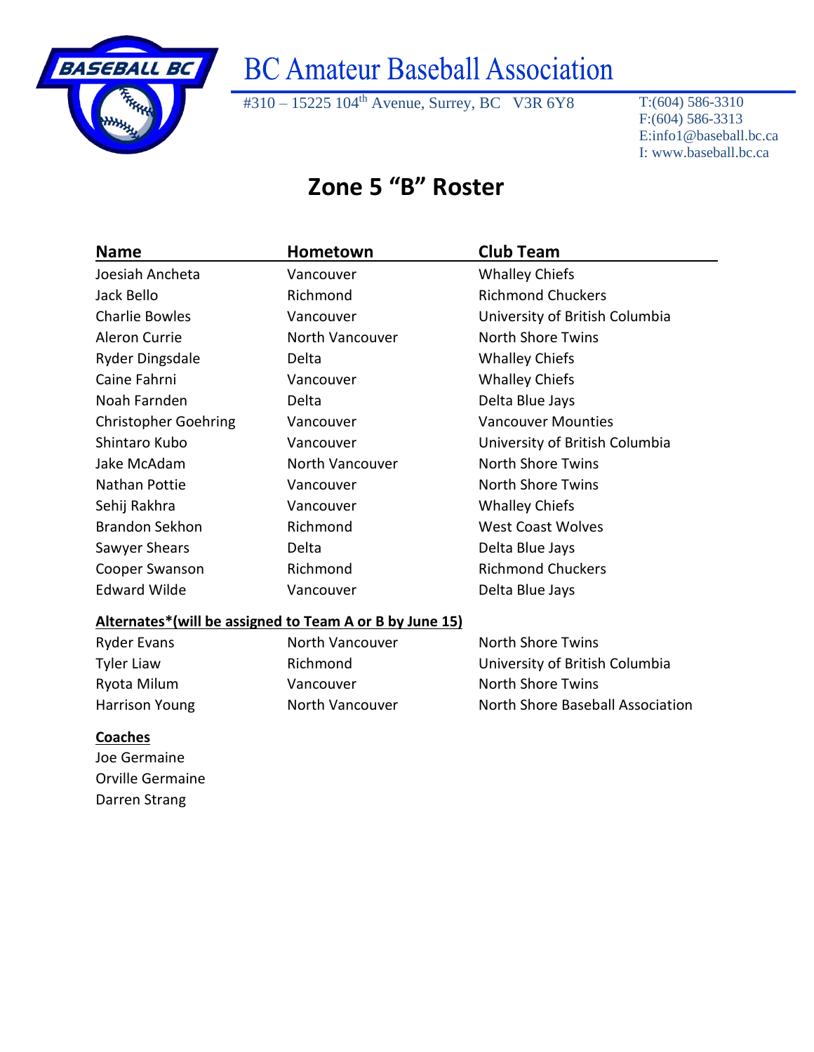# BC Amateur Baseball Association

#310 – 15225 104th Avenue, Surrey, BC V3R 6Y8

T:(604) 586-3310
F:(604) 586-3313
E:info1@baseball.bc.ca
I: www.baseball.bc.ca

## Zone 5 "B" Roster

| Name | Hometown | Club Team |
|---|---|---|
| Joesiah Ancheta | Vancouver | Whalley Chiefs |
| Jack Bello | Richmond | Richmond Chuckers |
| Charlie Bowles | Vancouver | University of British Columbia |
| Aleron Currie | North Vancouver | North Shore Twins |
| Ryder Dingsdale | Delta | Whalley Chiefs |
| Caine Fahrni | Vancouver | Whalley Chiefs |
| Noah Farnden | Delta | Delta Blue Jays |
| Christopher Goehring | Vancouver | Vancouver Mounties |
| Shintaro Kubo | Vancouver | University of British Columbia |
| Jake McAdam | North Vancouver | North Shore Twins |
| Nathan Pottie | Vancouver | North Shore Twins |
| Sehij Rakhra | Vancouver | Whalley Chiefs |
| Brandon Sekhon | Richmond | West Coast Wolves |
| Sawyer Shears | Delta | Delta Blue Jays |
| Cooper Swanson | Richmond | Richmond Chuckers |
| Edward Wilde | Vancouver | Delta Blue Jays |

**Alternates*(will be assigned to Team A or B by June 15)**

| Name | Hometown | Club Team |
|---|---|---|
| Ryder Evans | North Vancouver | North Shore Twins |
| Tyler Liaw | Richmond | University of British Columbia |
| Ryota Milum | Vancouver | North Shore Twins |
| Harrison Young | North Vancouver | North Shore Baseball Association |

**Coaches**

Joe Germaine
Orville Germaine
Darren Strang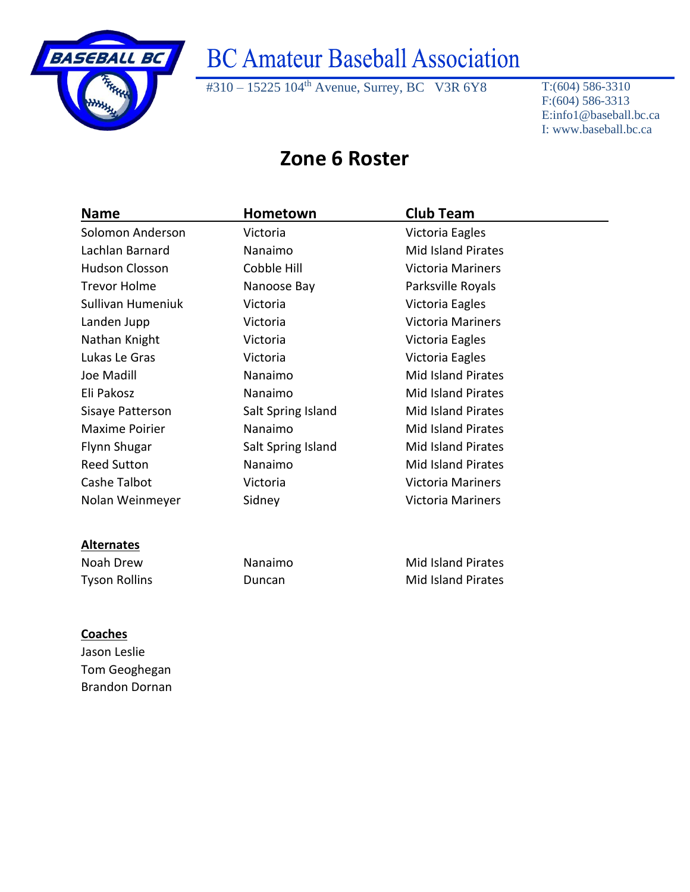# BC Amateur Baseball Association

#310 – 15225 104th Avenue, Surrey, BC V3R 6Y8

T:(604) 586-3310
F:(604) 586-3313
E:info1@baseball.bc.ca
I: www.baseball.bc.ca

## Zone 6 Roster

| Name | Hometown | Club Team |
|---|---|---|
| Solomon Anderson | Victoria | Victoria Eagles |
| Lachlan Barnard | Nanaimo | Mid Island Pirates |
| Hudson Closson | Cobble Hill | Victoria Mariners |
| Trevor Holme | Nanoose Bay | Parksville Royals |
| Sullivan Humeniuk | Victoria | Victoria Eagles |
| Landen Jupp | Victoria | Victoria Mariners |
| Nathan Knight | Victoria | Victoria Eagles |
| Lukas Le Gras | Victoria | Victoria Eagles |
| Joe Madill | Nanaimo | Mid Island Pirates |
| Eli Pakosz | Nanaimo | Mid Island Pirates |
| Sisaye Patterson | Salt Spring Island | Mid Island Pirates |
| Maxime Poirier | Nanaimo | Mid Island Pirates |
| Flynn Shugar | Salt Spring Island | Mid Island Pirates |
| Reed Sutton | Nanaimo | Mid Island Pirates |
| Cashe Talbot | Victoria | Victoria Mariners |
| Nolan Weinmeyer | Sidney | Victoria Mariners |

**Alternates**

| | | |
|---|---|---|
| Noah Drew | Nanaimo | Mid Island Pirates |
| Tyson Rollins | Duncan | Mid Island Pirates |

**Coaches**

Jason Leslie
Tom Geoghegan
Brandon Dornan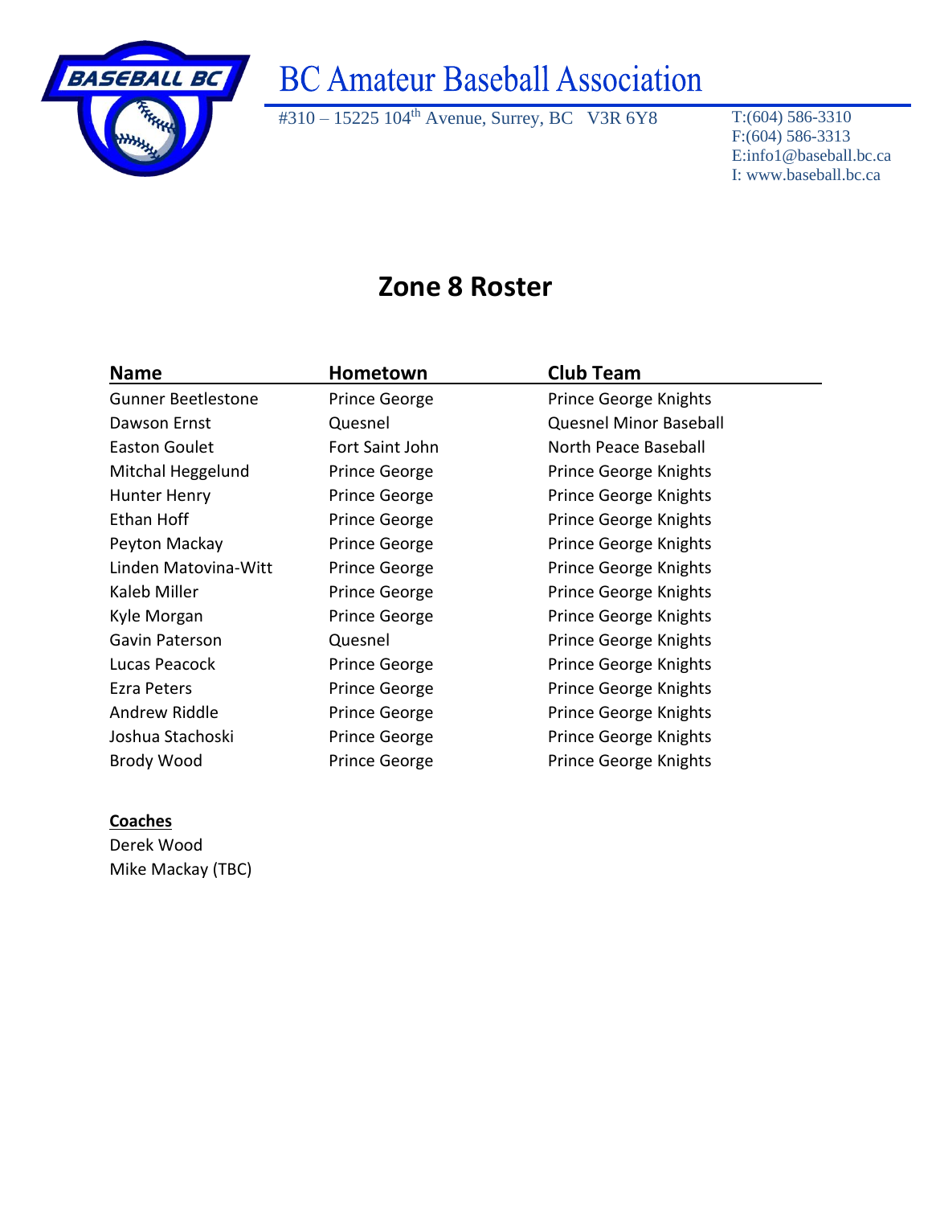BC Amateur Baseball Association

#310 – 15225 104th Avenue, Surrey, BC V3R 6Y8

T:(604) 586-3310
F:(604) 586-3313
E:info1@baseball.bc.ca
I: www.baseball.bc.ca

# Zone 8 Roster

| Name | Hometown | Club Team |
| --- | --- | --- |
| Gunner Beetlestone | Prince George | Prince George Knights |
| Dawson Ernst | Quesnel | Quesnel Minor Baseball |
| Easton Goulet | Fort Saint John | North Peace Baseball |
| Mitchal Heggelund | Prince George | Prince George Knights |
| Hunter Henry | Prince George | Prince George Knights |
| Ethan Hoff | Prince George | Prince George Knights |
| Peyton Mackay | Prince George | Prince George Knights |
| Linden Matovina-Witt | Prince George | Prince George Knights |
| Kaleb Miller | Prince George | Prince George Knights |
| Kyle Morgan | Prince George | Prince George Knights |
| Gavin Paterson | Quesnel | Prince George Knights |
| Lucas Peacock | Prince George | Prince George Knights |
| Ezra Peters | Prince George | Prince George Knights |
| Andrew Riddle | Prince George | Prince George Knights |
| Joshua Stachoski | Prince George | Prince George Knights |
| Brody Wood | Prince George | Prince George Knights |

**Coaches**

Derek Wood
Mike Mackay (TBC)